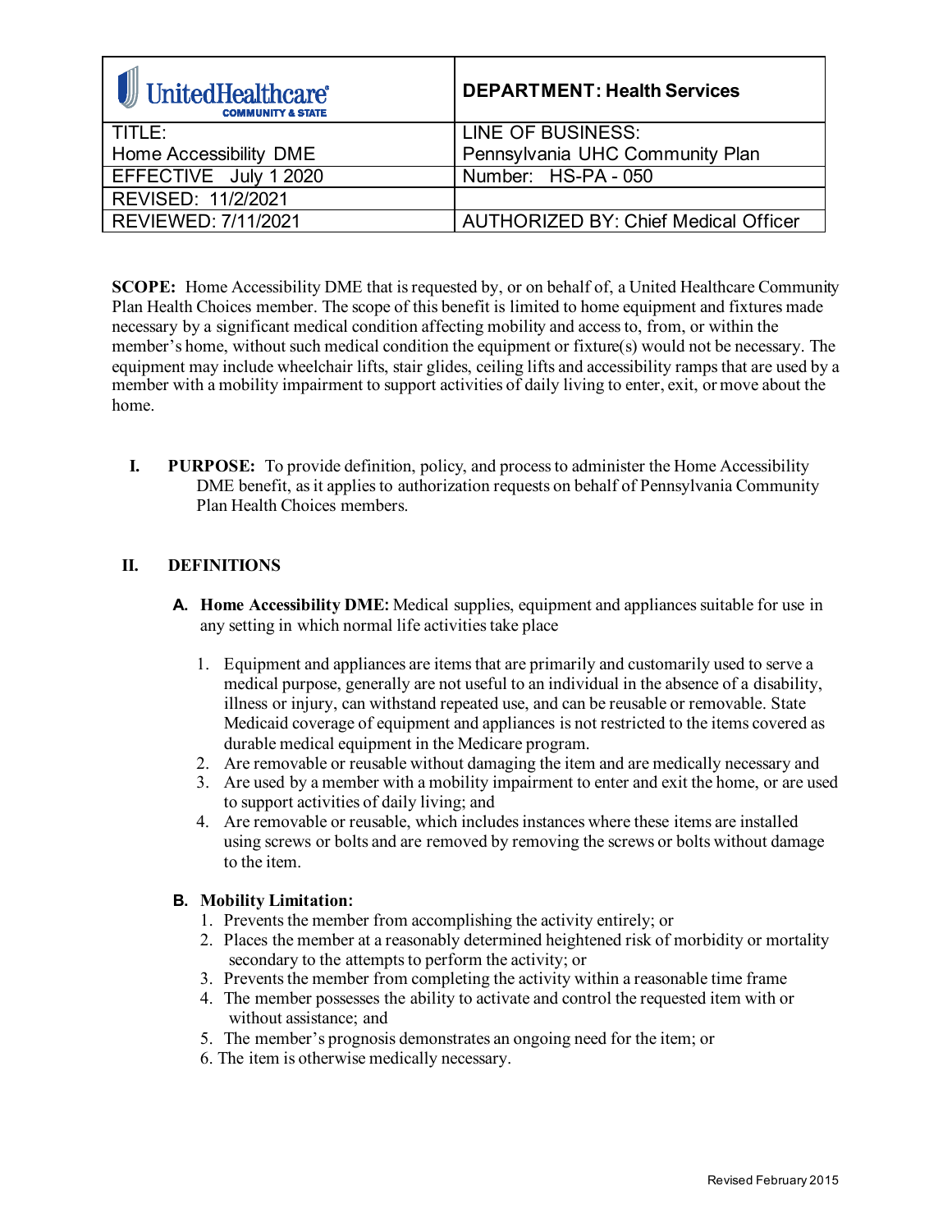| UnitedHealthcare COMMUNITY & STATE | **DEPARTMENT: Health Services** |
|---|---|
| TITLE: Home Accessibility DME | LINE OF BUSINESS: Pennsylvania UHC Community Plan |
| EFFECTIVE July 1 2020 | Number: HS-PA - 050 |
| REVISED: 11/2/2021 | |
| REVIEWED: 7/11/2021 | AUTHORIZED BY: Chief Medical Officer |

**SCOPE:** Home Accessibility DME that is requested by, or on behalf of, a United Healthcare Community Plan Health Choices member. The scope of this benefit is limited to home equipment and fixtures made necessary by a significant medical condition affecting mobility and access to, from, or within the member's home, without such medical condition the equipment or fixture(s) would not be necessary. The equipment may include wheelchair lifts, stair glides, ceiling lifts and accessibility ramps that are used by a member with a mobility impairment to support activities of daily living to enter, exit, or move about the home.

**I. PURPOSE:** To provide definition, policy, and process to administer the Home Accessibility DME benefit, as it applies to authorization requests on behalf of Pennsylvania Community Plan Health Choices members.

**II. DEFINITIONS**

**A. Home Accessibility DME:** Medical supplies, equipment and appliances suitable for use in any setting in which normal life activities take place

1. Equipment and appliances are items that are primarily and customarily used to serve a medical purpose, generally are not useful to an individual in the absence of a disability, illness or injury, can withstand repeated use, and can be reusable or removable. State Medicaid coverage of equipment and appliances is not restricted to the items covered as durable medical equipment in the Medicare program.
2. Are removable or reusable without damaging the item and are medically necessary and
3. Are used by a member with a mobility impairment to enter and exit the home, or are used to support activities of daily living; and
4. Are removable or reusable, which includes instances where these items are installed using screws or bolts and are removed by removing the screws or bolts without damage to the item.

**B. Mobility Limitation:**

1. Prevents the member from accomplishing the activity entirely; or
2. Places the member at a reasonably determined heightened risk of morbidity or mortality secondary to the attempts to perform the activity; or
3. Prevents the member from completing the activity within a reasonable time frame
4. The member possesses the ability to activate and control the requested item with or without assistance; and
5. The member's prognosis demonstrates an ongoing need for the item; or
6. The item is otherwise medically necessary.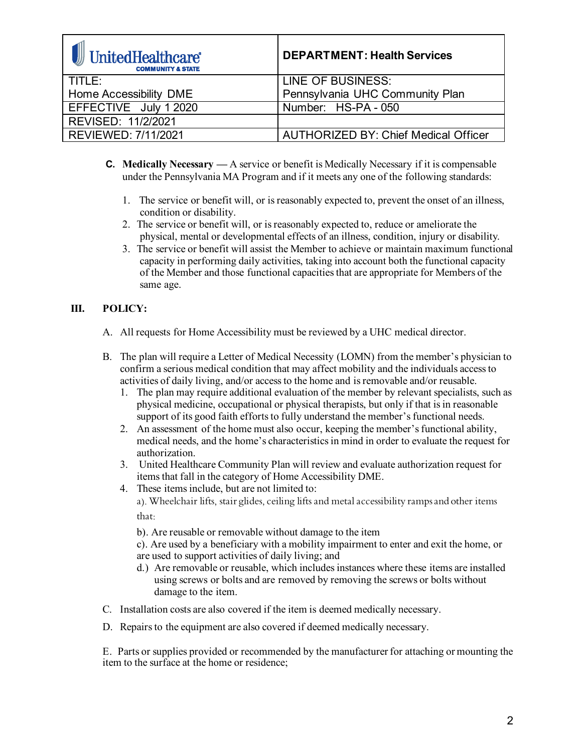| UnitedHealthcare COMMUNITY & STATE | DEPARTMENT: Health Services |
|---|---|
| TITLE: Home Accessibility DME | LINE OF BUSINESS: Pennsylvania UHC Community Plan |
| EFFECTIVE July 1 2020 | Number: HS-PA - 050 |
| REVISED: 11/2/2021 | |
| REVIEWED: 7/11/2021 | AUTHORIZED BY: Chief Medical Officer |

**C. Medically Necessary** — A service or benefit is Medically Necessary if it is compensable under the Pennsylvania MA Program and if it meets any one of the following standards:

1. The service or benefit will, or is reasonably expected to, prevent the onset of an illness, condition or disability.
2. The service or benefit will, or is reasonably expected to, reduce or ameliorate the physical, mental or developmental effects of an illness, condition, injury or disability.
3. The service or benefit will assist the Member to achieve or maintain maximum functional capacity in performing daily activities, taking into account both the functional capacity of the Member and those functional capacities that are appropriate for Members of the same age.

## III. POLICY:

A. All requests for Home Accessibility must be reviewed by a UHC medical director.

B. The plan will require a Letter of Medical Necessity (LOMN) from the member's physician to confirm a serious medical condition that may affect mobility and the individuals access to activities of daily living, and/or access to the home and is removable and/or reusable.

1. The plan may require additional evaluation of the member by relevant specialists, such as physical medicine, occupational or physical therapists, but only if that is in reasonable support of its good faith efforts to fully understand the member's functional needs.
2. An assessment of the home must also occur, keeping the member's functional ability, medical needs, and the home's characteristics in mind in order to evaluate the request for authorization.
3. United Healthcare Community Plan will review and evaluate authorization request for items that fall in the category of Home Accessibility DME.
4. These items include, but are not limited to:

   a). Wheelchair lifts, stair glides, ceiling lifts and metal accessibility ramps and other items that:

   b). Are reusable or removable without damage to the item

   c). Are used by a beneficiary with a mobility impairment to enter and exit the home, or are used to support activities of daily living; and

   d.) Are removable or reusable, which includes instances where these items are installed using screws or bolts and are removed by removing the screws or bolts without damage to the item.

C. Installation costs are also covered if the item is deemed medically necessary.

D. Repairs to the equipment are also covered if deemed medically necessary.

E. Parts or supplies provided or recommended by the manufacturer for attaching or mounting the item to the surface at the home or residence;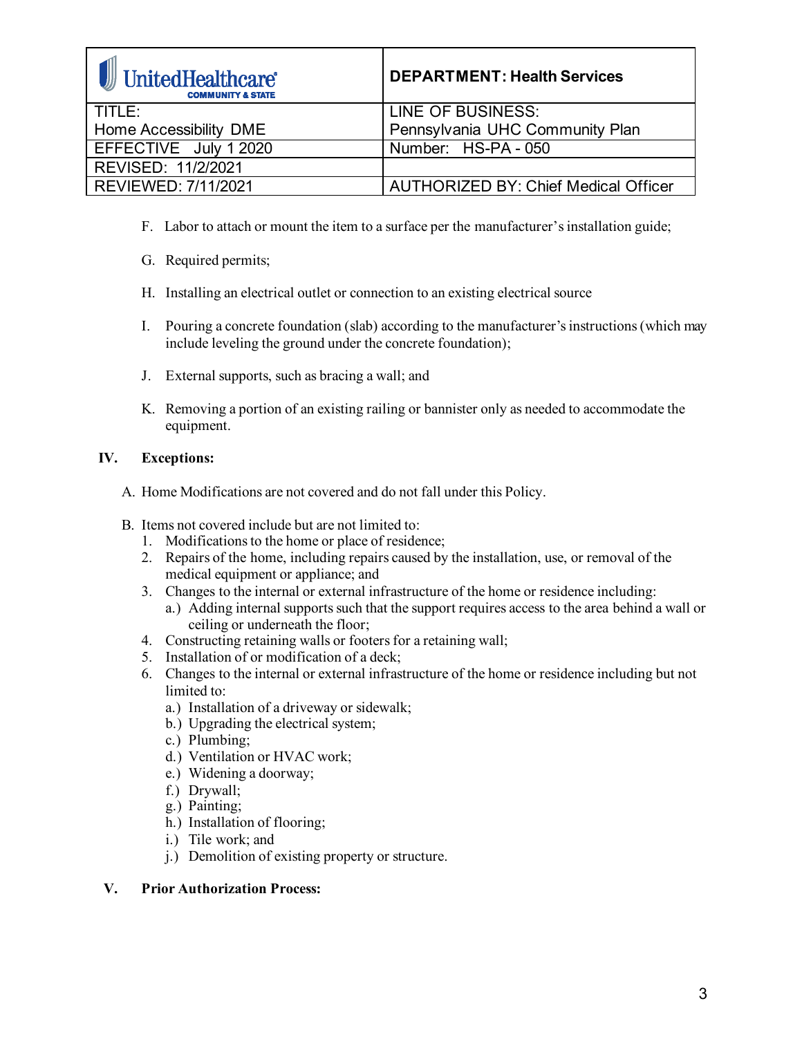F. Labor to attach or mount the item to a surface per the manufacturer's installation guide;

G. Required permits;

H. Installing an electrical outlet or connection to an existing electrical source

I. Pouring a concrete foundation (slab) according to the manufacturer's instructions (which may include leveling the ground under the concrete foundation);

J. External supports, such as bracing a wall; and

K. Removing a portion of an existing railing or bannister only as needed to accommodate the equipment.

## IV. Exceptions:

A. Home Modifications are not covered and do not fall under this Policy.

B. Items not covered include but are not limited to:

1. Modifications to the home or place of residence;
2. Repairs of the home, including repairs caused by the installation, use, or removal of the medical equipment or appliance; and
3. Changes to the internal or external infrastructure of the home or residence including:
   a.) Adding internal supports such that the support requires access to the area behind a wall or ceiling or underneath the floor;
4. Constructing retaining walls or footers for a retaining wall;
5. Installation of or modification of a deck;
6. Changes to the internal or external infrastructure of the home or residence including but not limited to:
   a.) Installation of a driveway or sidewalk;
   b.) Upgrading the electrical system;
   c.) Plumbing;
   d.) Ventilation or HVAC work;
   e.) Widening a doorway;
   f.) Drywall;
   g.) Painting;
   h.) Installation of flooring;
   i.) Tile work; and
   j.) Demolition of existing property or structure.

## V. Prior Authorization Process: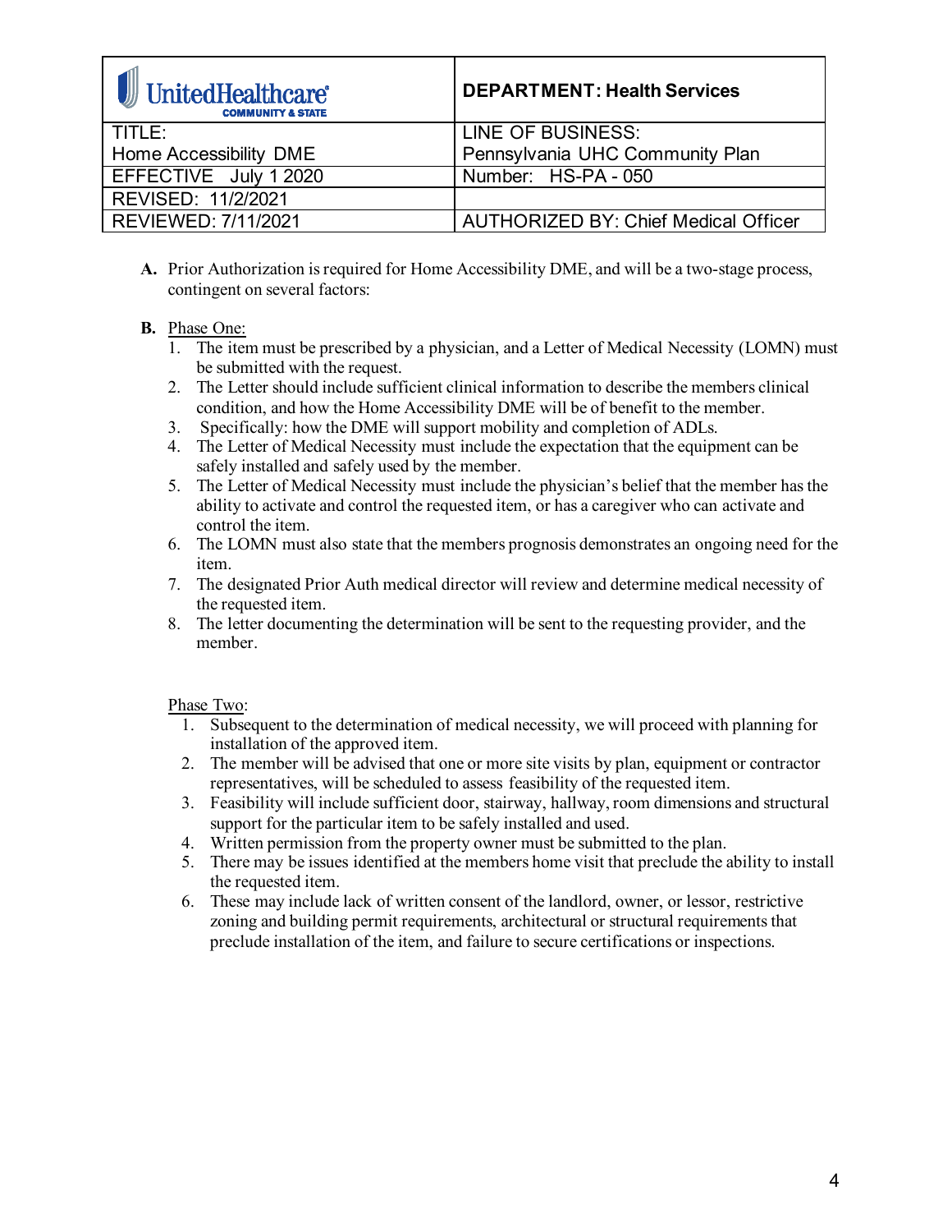| UnitedHealthcare COMMUNITY & STATE | DEPARTMENT: Health Services |
|---|---|
| TITLE: Home Accessibility DME | LINE OF BUSINESS: Pennsylvania UHC Community Plan |
| EFFECTIVE July 1 2020 | Number: HS-PA - 050 |
| REVISED: 11/2/2021 | |
| REVIEWED: 7/11/2021 | AUTHORIZED BY: Chief Medical Officer |

**A.** Prior Authorization is required for Home Accessibility DME, and will be a two-stage process, contingent on several factors:

**B.** Phase One:

1. The item must be prescribed by a physician, and a Letter of Medical Necessity (LOMN) must be submitted with the request.
2. The Letter should include sufficient clinical information to describe the members clinical condition, and how the Home Accessibility DME will be of benefit to the member.
3. Specifically: how the DME will support mobility and completion of ADLs.
4. The Letter of Medical Necessity must include the expectation that the equipment can be safely installed and safely used by the member.
5. The Letter of Medical Necessity must include the physician's belief that the member has the ability to activate and control the requested item, or has a caregiver who can activate and control the item.
6. The LOMN must also state that the members prognosis demonstrates an ongoing need for the item.
7. The designated Prior Auth medical director will review and determine medical necessity of the requested item.
8. The letter documenting the determination will be sent to the requesting provider, and the member.

Phase Two:

1. Subsequent to the determination of medical necessity, we will proceed with planning for installation of the approved item.
2. The member will be advised that one or more site visits by plan, equipment or contractor representatives, will be scheduled to assess feasibility of the requested item.
3. Feasibility will include sufficient door, stairway, hallway, room dimensions and structural support for the particular item to be safely installed and used.
4. Written permission from the property owner must be submitted to the plan.
5. There may be issues identified at the members home visit that preclude the ability to install the requested item.
6. These may include lack of written consent of the landlord, owner, or lessor, restrictive zoning and building permit requirements, architectural or structural requirements that preclude installation of the item, and failure to secure certifications or inspections.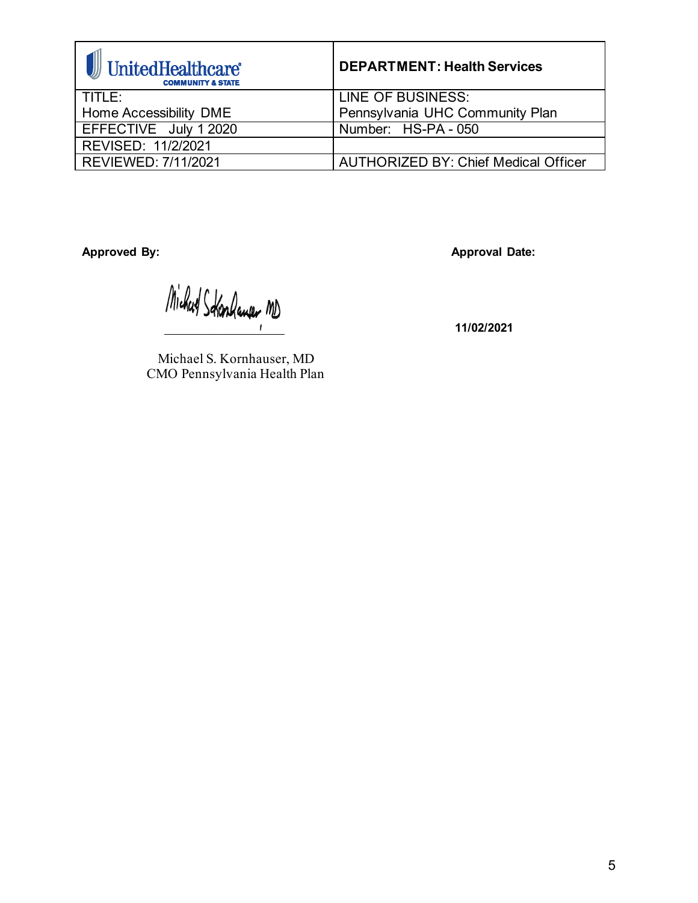| UnitedHealthcare COMMUNITY & STATE | **DEPARTMENT: Health Services** |
| --- | --- |
| TITLE: Home Accessibility DME | LINE OF BUSINESS: Pennsylvania UHC Community Plan |
| EFFECTIVE July 1 2020 | Number: HS-PA - 050 |
| REVISED: 11/2/2021 | |
| REVIEWED: 7/11/2021 | AUTHORIZED BY: Chief Medical Officer |

**Approved By:** **Approval Date:**

Michael S. Kornhauser, MD

**11/02/2021**

Michael S. Kornhauser, MD
CMO Pennsylvania Health Plan